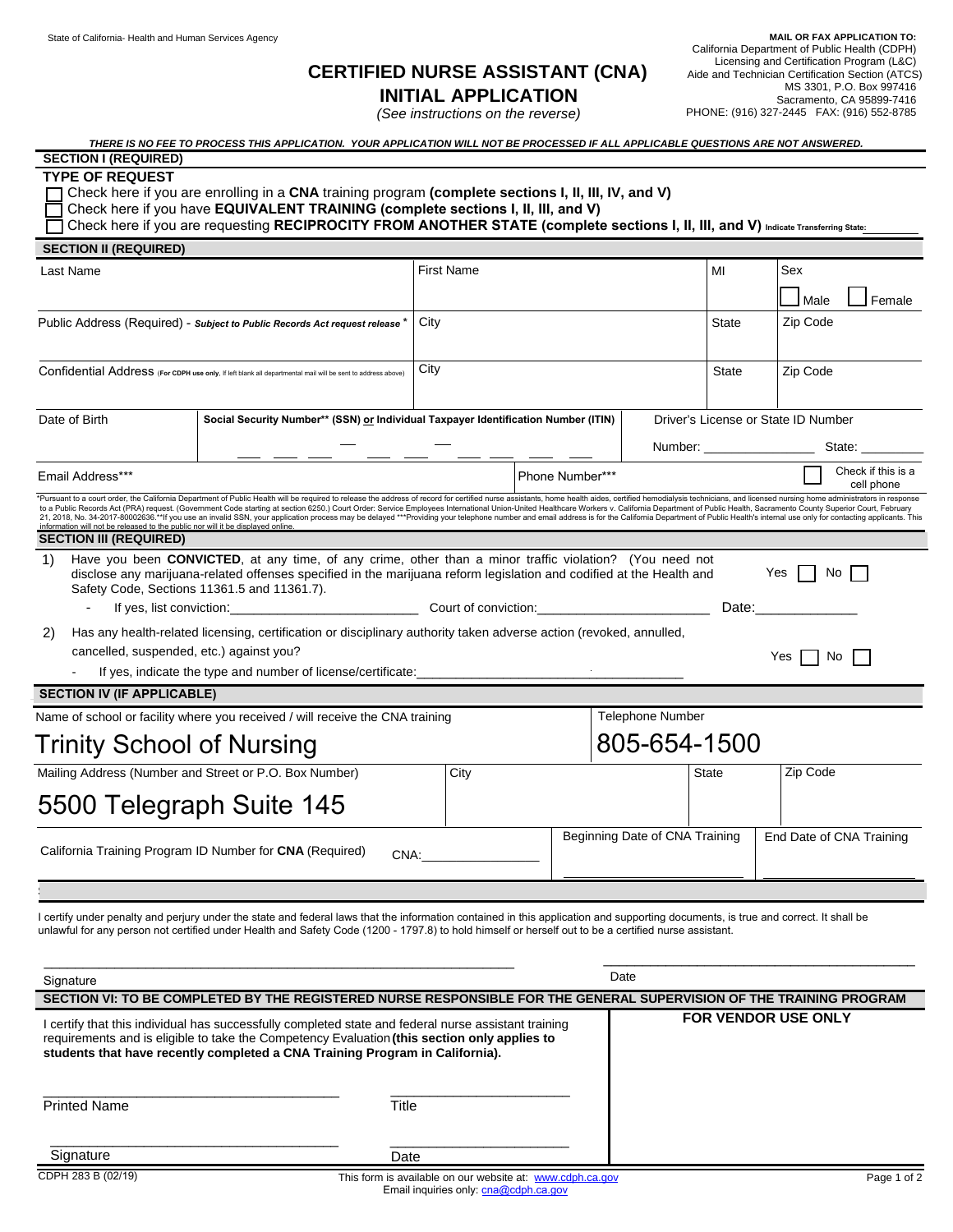State of California- Health and Human Services Agency

**MAIL OR FAX APPLICATION TO:**
California Department of Public Health (CDPH)
Licensing and Certification Program (L&C)
Aide and Technician Certification Section (ATCS)
MS 3301, P.O. Box 997416
Sacramento, CA 95899-7416
PHONE: (916) 327-2445 FAX: (916) 552-8785

# CERTIFIED NURSE ASSISTANT (CNA) INITIAL APPLICATION

*(See instructions on the reverse)*

***THERE IS NO FEE TO PROCESS THIS APPLICATION. YOUR APPLICATION WILL NOT BE PROCESSED IF ALL APPLICABLE QUESTIONS ARE NOT ANSWERED.***

## SECTION I (REQUIRED)

**TYPE OF REQUEST**

- ☐ Check here if you are enrolling in a **CNA** training program **(complete sections I, II, III, IV, and V)**
- ☐ Check here if you have **EQUIVALENT TRAINING (complete sections I, II, III, and V)**
- ☐ Check here if you are requesting **RECIPROCITY FROM ANOTHER STATE (complete sections I, II, III, and V)** Indicate Transferring State: ________

## SECTION II (REQUIRED)

| Last Name | First Name | MI | Sex ☐ Male ☐ Female |
|---|---|---|---|
| Public Address (Required) - *Subject to Public Records Act request release** | City | State | Zip Code |
| Confidential Address (For CDPH use only, If left blank all departmental mail will be sent to address above) | City | State | Zip Code |

| Date of Birth | **Social Security Number** (SSN) or Individual Taxpayer Identification Number (ITIN)** | Driver's License or State ID Number |
|---|---|---|
| | ___ ___ ___ – ___ ___ ___ – ___ ___ ___ ___ | Number: ________________ State: ________ |

| Email Address*** | Phone Number*** | ☐ Check if this is a cell phone |
|---|---|---|

*Pursuant to a court order, the California Department of Public Health will be required to release the address of record for certified nurse assistants, home health aides, certified hemodialysis technicians, and licensed nursing home administrators in response to a Public Records Act (PRA) request. (Government Code starting at section 6250.) Court Order: Service Employees International Union-United Healthcare Workers v. California Department of Public Health, Sacramento County Superior Court, February 21, 2018, No. 34-2017-80002636.**If you use an invalid SSN, your application process may be delayed ***Providing your telephone number and email address is for the California Department of Public Health's internal use only for contacting applicants. This information will not be released to the public nor will it be displayed online.

## SECTION III (REQUIRED)

1) Have you been **CONVICTED**, at any time, of any crime, other than a minor traffic violation? (You need not disclose any marijuana-related offenses specified in the marijuana reform legislation and codified at the Health and Safety Code, Sections 11361.5 and 11361.7). Yes ☐ No ☐
   - If yes, list conviction:_________________________ Court of conviction:_______________________ Date:_____________

2) Has any health-related licensing, certification or disciplinary authority taken adverse action (revoked, annulled, cancelled, suspended, etc.) against you? Yes ☐ No ☐
   - If yes, indicate the type and number of license/certificate:_____________________________________

## SECTION IV (IF APPLICABLE)

| Name of school or facility where you received / will receive the CNA training | | Telephone Number | |
|---|---|---|---|
| Trinity School of Nursing | | 805-654-1500 | |
| **Mailing Address (Number and Street or P.O. Box Number)** | **City** | **State** | **Zip Code** |
| 5500 Telegraph Suite 145 | | | |
| California Training Program ID Number for **CNA** (Required) CNA:_______________ | | Beginning Date of CNA Training | End Date of CNA Training |

I certify under penalty and perjury under the state and federal laws that the information contained in this application and supporting documents, is true and correct. It shall be unlawful for any person not certified under Health and Safety Code (1200 - 1797.8) to hold himself or herself out to be a certified nurse assistant.

_______________________________________ _______________________________
Signature Date

## SECTION VI: TO BE COMPLETED BY THE REGISTERED NURSE RESPONSIBLE FOR THE GENERAL SUPERVISION OF THE TRAINING PROGRAM

I certify that this individual has successfully completed state and federal nurse assistant training requirements and is eligible to take the Competency Evaluation **(this section only applies to students that have recently completed a CNA Training Program in California).**

_________________________ _________________________
Printed Name Title

_________________________ _________________________
Signature Date

**FOR VENDOR USE ONLY**

CDPH 283 B (02/19)

This form is available on our website at: www.cdph.ca.gov
Email inquiries only: cna@cdph.ca.gov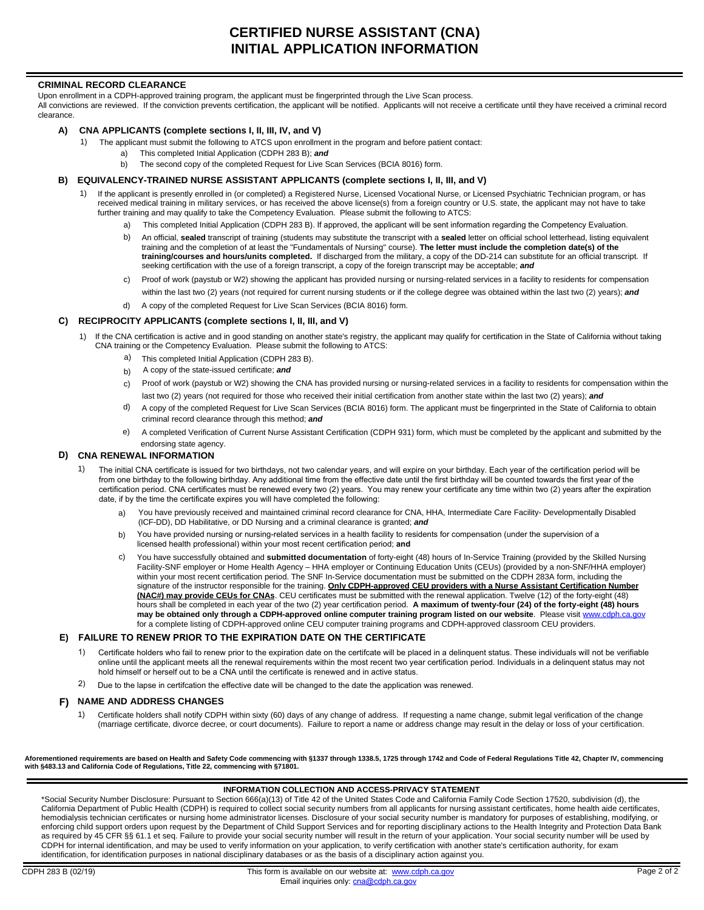# CERTIFIED NURSE ASSISTANT (CNA) INITIAL APPLICATION INFORMATION

## CRIMINAL RECORD CLEARANCE

Upon enrollment in a CDPH-approved training program, the applicant must be fingerprinted through the Live Scan process.
All convictions are reviewed. If the conviction prevents certification, the applicant will be notified. Applicants will not receive a certificate until they have received a criminal record clearance.

### A) CNA APPLICANTS (complete sections I, II, III, IV, and V)

1) The applicant must submit the following to ATCS upon enrollment in the program and before patient contact:
   a) This completed Initial Application (CDPH 283 B); ***and***
   b) The second copy of the completed Request for Live Scan Services (BCIA 8016) form.

### B) EQUIVALENCY-TRAINED NURSE ASSISTANT APPLICANTS (complete sections I, II, III, and V)

1) If the applicant is presently enrolled in (or completed) a Registered Nurse, Licensed Vocational Nurse, or Licensed Psychiatric Technician program, or has received medical training in military services, or has received the above license(s) from a foreign country or U.S. state, the applicant may not have to take further training and may qualify to take the Competency Evaluation. Please submit the following to ATCS:
   a) This completed Initial Application (CDPH 283 B). If approved, the applicant will be sent information regarding the Competency Evaluation.
   b) An official, **sealed** transcript of training (students may substitute the transcript with a **sealed** letter on official school letterhead, listing equivalent training and the completion of at least the "Fundamentals of Nursing" course). **The letter must include the completion date(s) of the training/courses and hours/units completed.** If discharged from the military, a copy of the DD-214 can substitute for an official transcript. If seeking certification with the use of a foreign transcript, a copy of the foreign transcript may be acceptable; ***and***
   c) Proof of work (paystub or W2) showing the applicant has provided nursing or nursing-related services in a facility to residents for compensation within the last two (2) years (not required for current nursing students or if the college degree was obtained within the last two (2) years); ***and***
   d) A copy of the completed Request for Live Scan Services (BCIA 8016) form.

### C) RECIPROCITY APPLICANTS (complete sections I, II, III, and V)

1) If the CNA certification is active and in good standing on another state's registry, the applicant may qualify for certification in the State of California without taking CNA training or the Competency Evaluation. Please submit the following to ATCS:
   a) This completed Initial Application (CDPH 283 B).
   b) A copy of the state-issued certificate; ***and***
   c) Proof of work (paystub or W2) showing the CNA has provided nursing or nursing-related services in a facility to residents for compensation within the last two (2) years (not required for those who received their initial certification from another state within the last two (2) years); ***and***
   d) A copy of the completed Request for Live Scan Services (BCIA 8016) form. The applicant must be fingerprinted in the State of California to obtain criminal record clearance through this method; ***and***
   e) A completed Verification of Current Nurse Assistant Certification (CDPH 931) form, which must be completed by the applicant and submitted by the endorsing state agency.

### D) CNA RENEWAL INFORMATION

1) The initial CNA certificate is issued for two birthdays, not two calendar years, and will expire on your birthday. Each year of the certification period will be from one birthday to the following birthday. Any additional time from the effective date until the first birthday will be counted towards the first year of the certification period. CNA certificates must be renewed every two (2) years. You may renew your certificate any time within two (2) years after the expiration date, if by the time the certificate expires you will have completed the following:
   a) You have previously received and maintained criminal record clearance for CNA, HHA, Intermediate Care Facility- Developmentally Disabled (ICF-DD), DD Habilitative, or DD Nursing and a criminal clearance is granted; ***and***
   b) You have provided nursing or nursing-related services in a health facility to residents for compensation (under the supervision of a licensed health professional) within your most recent certification period; **and**
   c) You have successfully obtained and **submitted documentation** of forty-eight (48) hours of In-Service Training (provided by the Skilled Nursing Facility-SNF employer or Home Health Agency – HHA employer or Continuing Education Units (CEUs) (provided by a non-SNF/HHA employer) within your most recent certification period. The SNF In-Service documentation must be submitted on the CDPH 283A form, including the signature of the instructor responsible for the training. **Only CDPH-approved CEU providers with a Nurse Assistant Certification Number (NAC#) may provide CEUs for CNAs**. CEU certificates must be submitted with the renewal application. Twelve (12) of the forty-eight (48) hours shall be completed in each year of the two (2) year certification period. **A maximum of twenty-four (24) of the forty-eight (48) hours may be obtained only through a CDPH-approved online computer training program listed on our website**. Please visit www.cdph.ca.gov for a complete listing of CDPH-approved online CEU computer training programs and CDPH-approved classroom CEU providers.

### E) FAILURE TO RENEW PRIOR TO THE EXPIRATION DATE ON THE CERTIFICATE

1) Certificate holders who fail to renew prior to the expiration date on the certifcate will be placed in a delinquent status. These individuals will not be verifiable online until the applicant meets all the renewal requirements within the most recent two year certification period. Individuals in a delinquent status may not hold himself or herself out to be a CNA until the certificate is renewed and in active status.
2) Due to the lapse in certifcation the effective date will be changed to the date the application was renewed.

### F) NAME AND ADDRESS CHANGES

1) Certificate holders shall notify CDPH within sixty (60) days of any change of address. If requesting a name change, submit legal verification of the change (marriage certificate, divorce decree, or court documents). Failure to report a name or address change may result in the delay or loss of your certification.

**Aforementioned requirements are based on Health and Safety Code commencing with §1337 through 1338.5, 1725 through 1742 and Code of Federal Regulations Title 42, Chapter IV, commencing with §483.13 and California Code of Regulations, Title 22, commencing with §71801.**

**INFORMATION COLLECTION AND ACCESS-PRIVACY STATEMENT**

*Social Security Number Disclosure: Pursuant to Section 666(a)(13) of Title 42 of the United States Code and California Family Code Section 17520, subdivision (d), the California Department of Public Health (CDPH) is required to collect social security numbers from all applicants for nursing assistant certificates, home health aide certificates, hemodialysis technician certificates or nursing home administrator licenses. Disclosure of your social security number is mandatory for purposes of establishing, modifying, or enforcing child support orders upon request by the Department of Child Support Services and for reporting disciplinary actions to the Health Integrity and Protection Data Bank as required by 45 CFR §§ 61.1 et seq. Failure to provide your social security number will result in the return of your application. Your social security number will be used by CDPH for internal identification, and may be used to verify information on your application, to verify certification with another state's certification authority, for exam identification, for identification purposes in national disciplinary databases or as the basis of a disciplinary action against you.

CDPH 283 B (02/19)

This form is available on our website at: www.cdph.ca.gov
Email inquiries only: cna@cdph.ca.gov